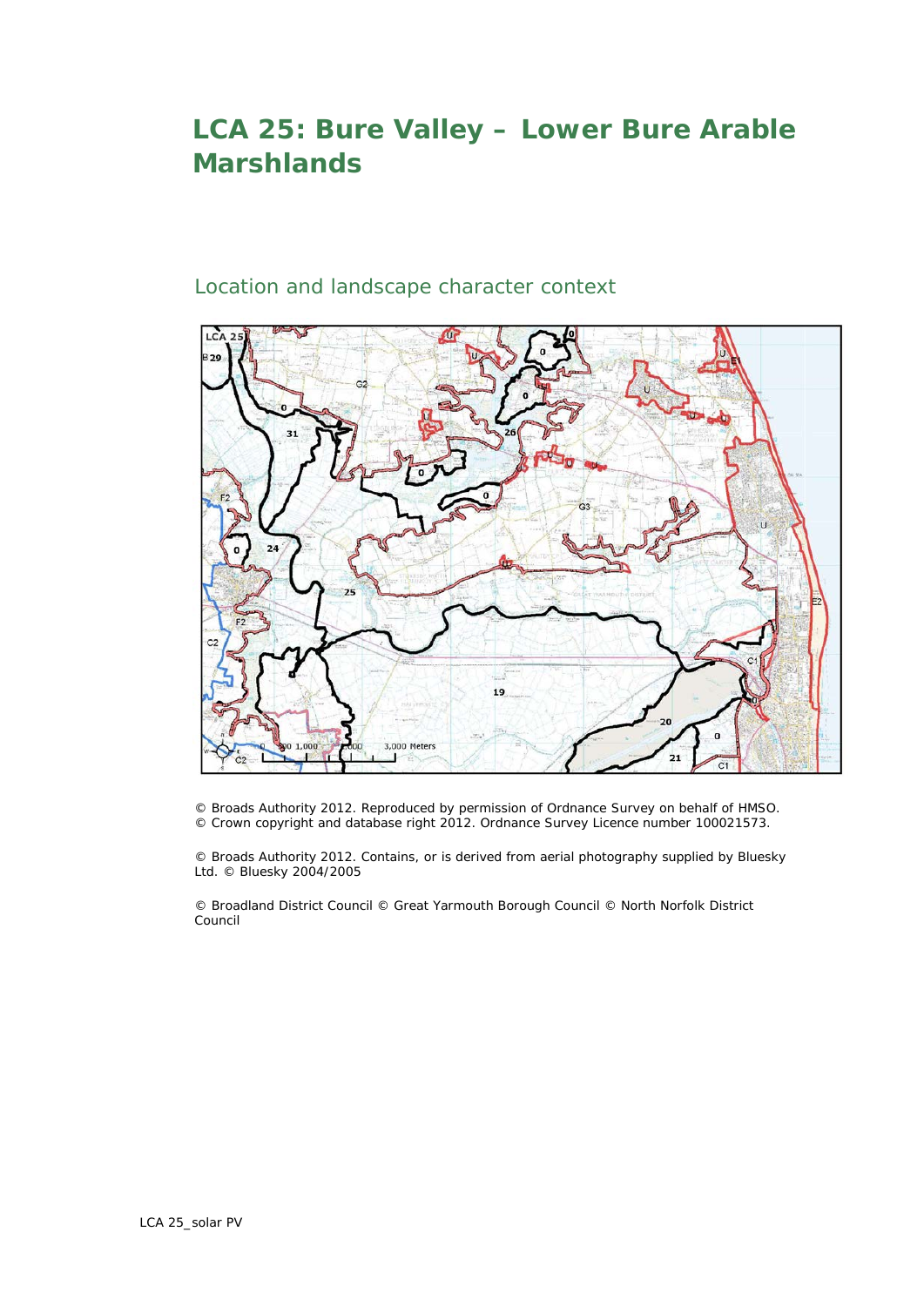# LCA 25: Bure Valley – Lower Bure Arable Marshlands

## Location and landscape character context

© Broads Authority 2012. Reproduced by permission of Ordnance Survey on behalf of HMSO.
© Crown copyright and database right 2012. Ordnance Survey Licence number 100021573.

© Broads Authority 2012. Contains, or is derived from aerial photography supplied by Bluesky Ltd. © Bluesky 2004/2005

© Broadland District Council © Great Yarmouth Borough Council © North Norfolk District Council

LCA 25_solar PV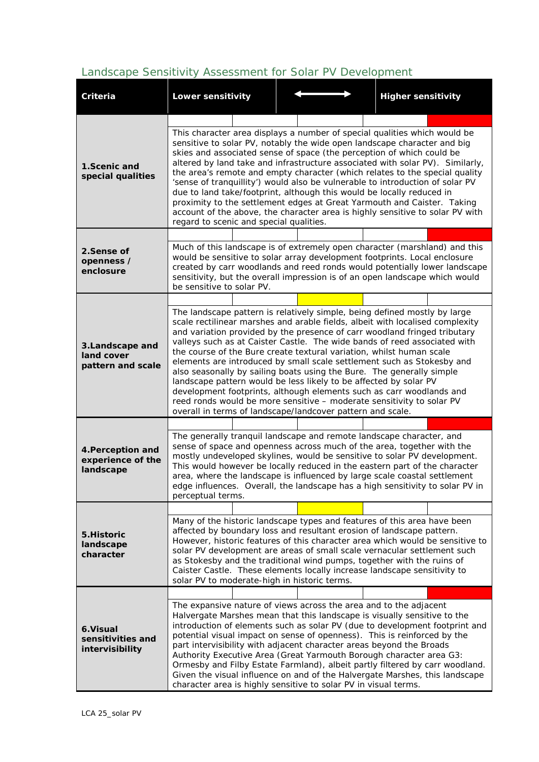## Landscape Sensitivity Assessment for Solar PV Development

| Criteria | Lower sensitivity | | ⟷ | | Higher sensitivity |
|---|---|---|---|---|---|
| **1.Scenic and special qualities** | | | | | ■ (High) |
| | This character area displays a number of special qualities which would be sensitive to solar PV, notably the wide open landscape character and big skies and associated sense of space (the perception of which could be altered by land take and infrastructure associated with solar PV). Similarly, the area's remote and empty character (which relates to the special quality 'sense of tranquillity') would also be vulnerable to introduction of solar PV due to land take/footprint, although this would be locally reduced in proximity to the settlement edges at Great Yarmouth and Caister. Taking account of the above, the character area is highly sensitive to solar PV with regard to scenic and special qualities. | | | | |
| **2.Sense of openness / enclosure** | | | | | ■ (High) |
| | Much of this landscape is of extremely open character (marshland) and this would be sensitive to solar array development footprints. Local enclosure created by carr woodlands and reed ronds would potentially lower landscape sensitivity, but the overall impression is of an open landscape which would be sensitive to solar PV. | | | | |
| **3.Landscape and land cover pattern and scale** | | | ■ (Moderate) | | |
| | The landscape pattern is relatively simple, being defined mostly by large scale rectilinear marshes and arable fields, albeit with localised complexity and variation provided by the presence of carr woodland fringed tributary valleys such as at Caister Castle. The wide bands of reed associated with the course of the Bure create textural variation, whilst human scale elements are introduced by small scale settlement such as Stokesby and also seasonally by sailing boats using the Bure. The generally simple landscape pattern would be less likely to be affected by solar PV development footprints, although elements such as carr woodlands and reed ronds would be more sensitive – moderate sensitivity to solar PV overall in terms of landscape/landcover pattern and scale. | | | | |
| **4.Perception and experience of the landscape** | | | | | ■ (High) |
| | The generally tranquil landscape and remote landscape character, and sense of space and openness across much of the area, together with the mostly undeveloped skylines, would be sensitive to solar PV development. This would however be locally reduced in the eastern part of the character area, where the landscape is influenced by large scale coastal settlement edge influences. Overall, the landscape has a high sensitivity to solar PV in perceptual terms. | | | | |
| **5.Historic landscape character** | | | ■ (Moderate) | | |
| | Many of the historic landscape types and features of this area have been affected by boundary loss and resultant erosion of landscape pattern. However, historic features of this character area which would be sensitive to solar PV development are areas of small scale vernacular settlement such as Stokesby and the traditional wind pumps, together with the ruins of Caister Castle. These elements locally increase landscape sensitivity to solar PV to moderate-high in historic terms. | | | | |
| **6.Visual sensitivities and intervisibility** | | | | | ■ (High) |
| | The expansive nature of views across the area and to the adjacent Halvergate Marshes mean that this landscape is visually sensitive to the introduction of elements such as solar PV (due to development footprint and potential visual impact on sense of openness). This is reinforced by the part intervisibility with adjacent character areas beyond the Broads Authority Executive Area (Great Yarmouth Borough character area G3: Ormesby and Filby Estate Farmland), albeit partly filtered by carr woodland. Given the visual influence on and of the Halvergate Marshes, this landscape character area is highly sensitive to solar PV in visual terms. | | | | |

LCA 25_solar PV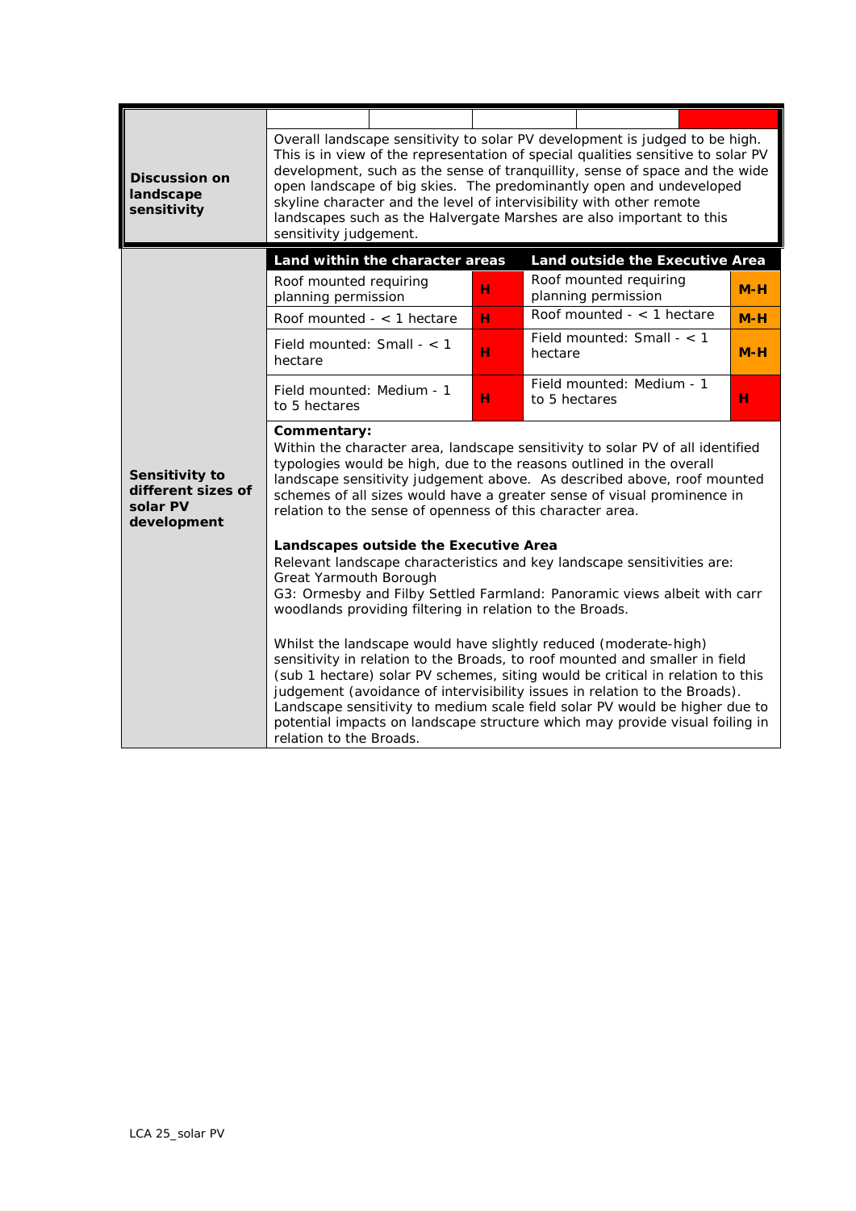| | | |
|---|---|---|
| **Discussion on landscape sensitivity** | | |
| | Overall landscape sensitivity to solar PV development is judged to be high. This is in view of the representation of special qualities sensitive to solar PV development, such as the sense of tranquillity, sense of space and the wide open landscape of big skies. The predominantly open and undeveloped skyline character and the level of intervisibility with other remote landscapes such as the Halvergate Marshes are also important to this sensitivity judgement. | |

| **Sensitivity to different sizes of solar PV development** | **Land within the character areas** | | **Land outside the Executive Area** | |
|---|---|---|---|---|
| | Roof mounted requiring planning permission | H | Roof mounted requiring planning permission | M-H |
| | Roof mounted - < 1 hectare | H | Roof mounted - < 1 hectare | M-H |
| | Field mounted: Small - < 1 hectare | H | Field mounted: Small - < 1 hectare | M-H |
| | Field mounted: Medium - 1 to 5 hectares | H | Field mounted: Medium - 1 to 5 hectares | H |

**Commentary:**

Within the character area, landscape sensitivity to solar PV of all identified typologies would be high, due to the reasons outlined in the overall landscape sensitivity judgement above. As described above, roof mounted schemes of all sizes would have a greater sense of visual prominence in relation to the sense of openness of this character area.

**Landscapes outside the Executive Area**

Relevant landscape characteristics and key landscape sensitivities are:

Great Yarmouth Borough

G3: Ormesby and Filby Settled Farmland: Panoramic views albeit with carr woodlands providing filtering in relation to the Broads.

Whilst the landscape would have slightly reduced (moderate-high) sensitivity in relation to the Broads, to roof mounted and smaller in field (sub 1 hectare) solar PV schemes, siting would be critical in relation to this judgement (avoidance of intervisibility issues in relation to the Broads). Landscape sensitivity to medium scale field solar PV would be higher due to potential impacts on landscape structure which may provide visual foiling in relation to the Broads.